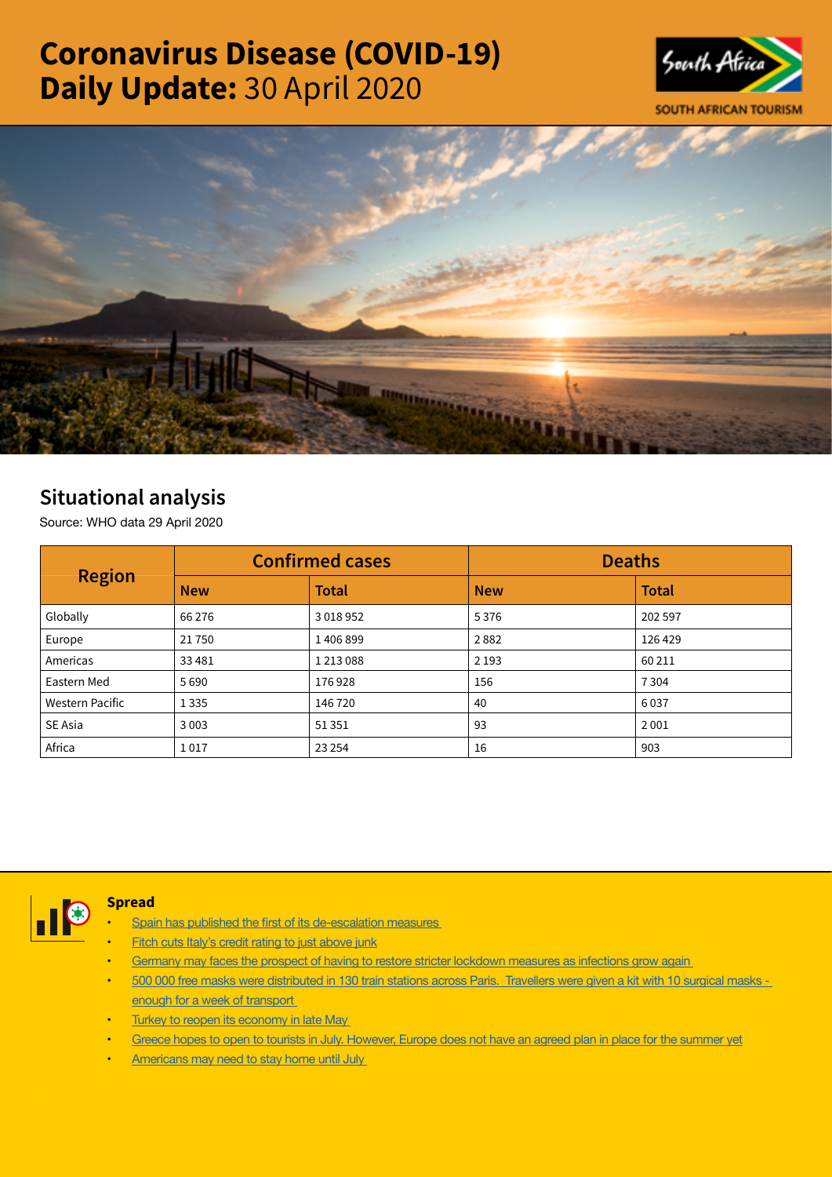# Coronavirus Disease (COVID-19) Daily Update: 30 April 2020

South Africa

SOUTH AFRICAN TOURISM

## Situational analysis

Source: WHO data 29 April 2020

| Region | Confirmed cases | | Deaths | |
|---|---|---|---|---|
| | New | Total | New | Total |
| Globally | 66 276 | 3 018 952 | 5 376 | 202 597 |
| Europe | 21 750 | 1 406 899 | 2 882 | 126 429 |
| Americas | 33 481 | 1 213 088 | 2 193 | 60 211 |
| Eastern Med | 5 690 | 176 928 | 156 | 7 304 |
| Western Pacific | 1 335 | 146 720 | 40 | 6 037 |
| SE Asia | 3 003 | 51 351 | 93 | 2 001 |
| Africa | 1 017 | 23 254 | 16 | 903 |

### Spread

- Spain has published the first of its de-escalation measures
- Fitch cuts Italy's credit rating to just above junk
- Germany may faces the prospect of having to restore stricter lockdown measures as infections grow again
- 500 000 free masks were distributed in 130 train stations across Paris. Travellers were given a kit with 10 surgical masks - enough for a week of transport
- Turkey to reopen its economy in late May
- Greece hopes to open to tourists in July. However, Europe does not have an agreed plan in place for the summer yet
- Americans may need to stay home until July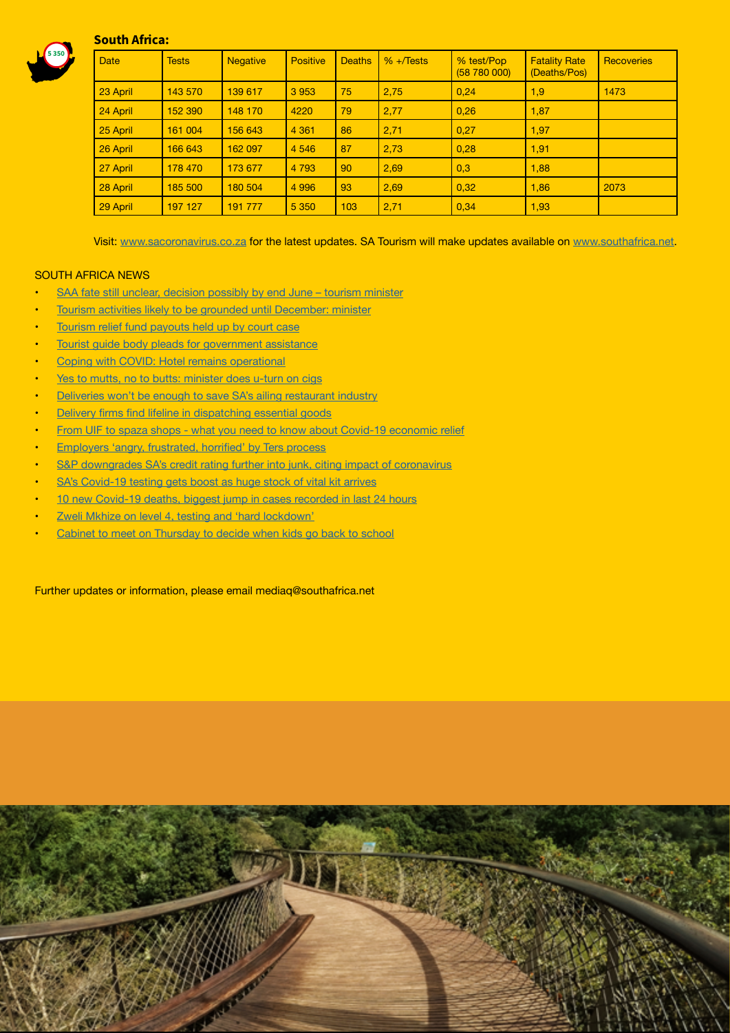**South Africa:**

| Date | Tests | Negative | Positive | Deaths | % +/Tests | % test/Pop (58 780 000) | Fatality Rate (Deaths/Pos) | Recoveries |
|---|---|---|---|---|---|---|---|---|
| 23 April | 143 570 | 139 617 | 3 953 | 75 | 2,75 | 0,24 | 1,9 | 1473 |
| 24 April | 152 390 | 148 170 | 4220 | 79 | 2,77 | 0,26 | 1,87 | |
| 25 April | 161 004 | 156 643 | 4 361 | 86 | 2,71 | 0,27 | 1,97 | |
| 26 April | 166 643 | 162 097 | 4 546 | 87 | 2,73 | 0,28 | 1,91 | |
| 27 April | 178 470 | 173 677 | 4 793 | 90 | 2,69 | 0,3 | 1,88 | |
| 28 April | 185 500 | 180 504 | 4 996 | 93 | 2,69 | 0,32 | 1,86 | 2073 |
| 29 April | 197 127 | 191 777 | 5 350 | 103 | 2,71 | 0,34 | 1,93 | |

Visit: www.sacoronavirus.co.za for the latest updates. SA Tourism will make updates available on www.southafrica.net.

SOUTH AFRICA NEWS

- SAA fate still unclear, decision possibly by end June – tourism minister
- Tourism activities likely to be grounded until December: minister
- Tourism relief fund payouts held up by court case
- Tourist guide body pleads for government assistance
- Coping with COVID: Hotel remains operational
- Yes to mutts, no to butts: minister does u-turn on cigs
- Deliveries won't be enough to save SA's ailing restaurant industry
- Delivery firms find lifeline in dispatching essential goods
- From UIF to spaza shops - what you need to know about Covid-19 economic relief
- Employers 'angry, frustrated, horrified' by Ters process
- S&P downgrades SA's credit rating further into junk, citing impact of coronavirus
- SA's Covid-19 testing gets boost as huge stock of vital kit arrives
- 10 new Covid-19 deaths, biggest jump in cases recorded in last 24 hours
- Zweli Mkhize on level 4, testing and 'hard lockdown'
- Cabinet to meet on Thursday to decide when kids go back to school

Further updates or information, please email mediaq@southafrica.net